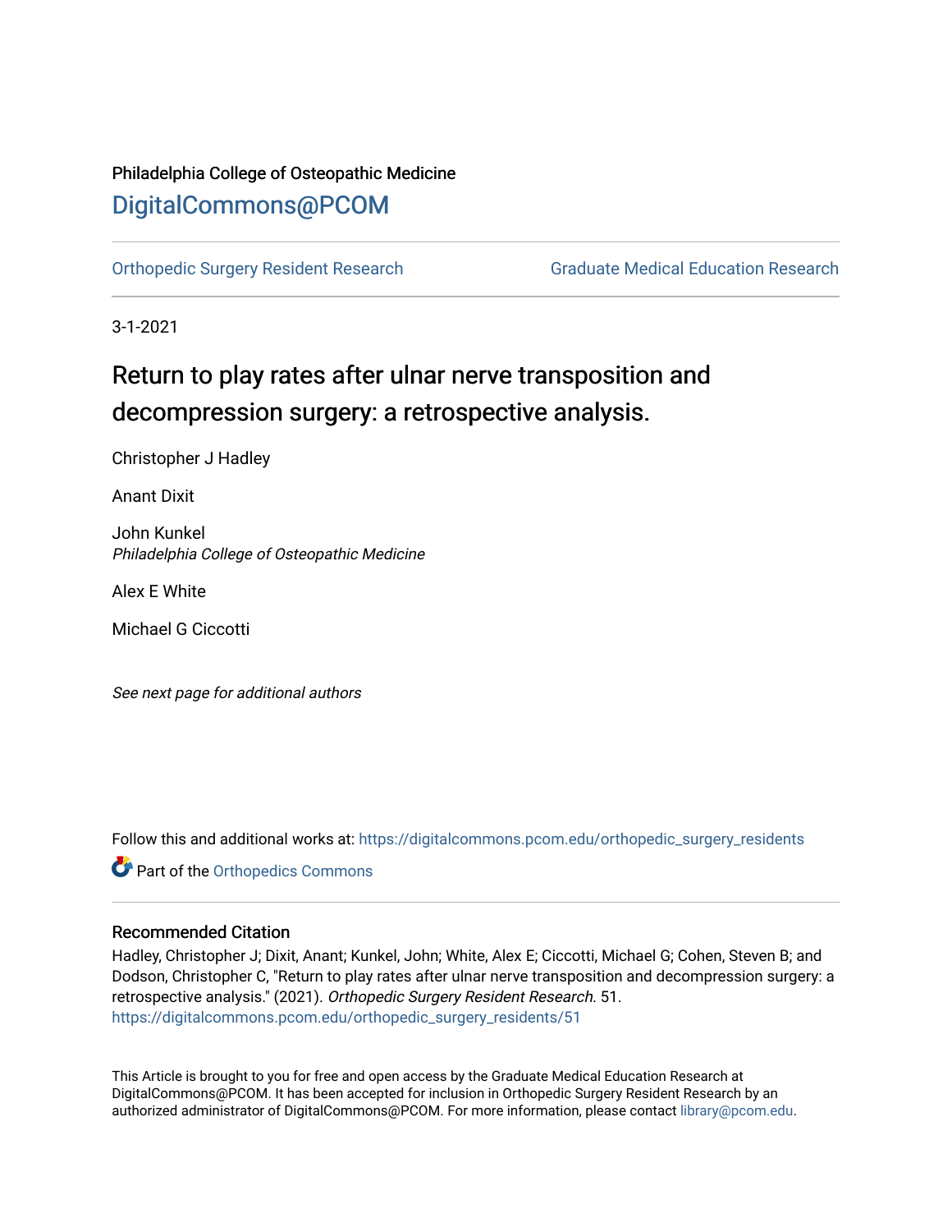Philadelphia College of Osteopathic Medicine

# DigitalCommons@PCOM

Orthopedic Surgery Resident Research

Graduate Medical Education Research

3-1-2021

# Return to play rates after ulnar nerve transposition and decompression surgery: a retrospective analysis.

Christopher J Hadley

Anant Dixit

John Kunkel
*Philadelphia College of Osteopathic Medicine*

Alex E White

Michael G Ciccotti

*See next page for additional authors*

Follow this and additional works at: https://digitalcommons.pcom.edu/orthopedic_surgery_residents

Part of the Orthopedics Commons

## Recommended Citation

Hadley, Christopher J; Dixit, Anant; Kunkel, John; White, Alex E; Ciccotti, Michael G; Cohen, Steven B; and Dodson, Christopher C, "Return to play rates after ulnar nerve transposition and decompression surgery: a retrospective analysis." (2021). *Orthopedic Surgery Resident Research*. 51.
https://digitalcommons.pcom.edu/orthopedic_surgery_residents/51

This Article is brought to you for free and open access by the Graduate Medical Education Research at DigitalCommons@PCOM. It has been accepted for inclusion in Orthopedic Surgery Resident Research by an authorized administrator of DigitalCommons@PCOM. For more information, please contact library@pcom.edu.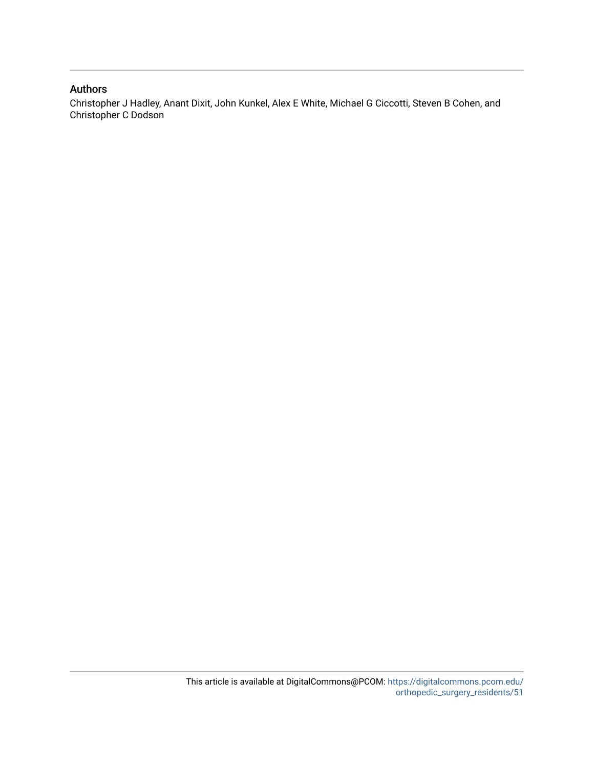## Authors

Christopher J Hadley, Anant Dixit, John Kunkel, Alex E White, Michael G Ciccotti, Steven B Cohen, and Christopher C Dodson

This article is available at DigitalCommons@PCOM: https://digitalcommons.pcom.edu/orthopedic_surgery_residents/51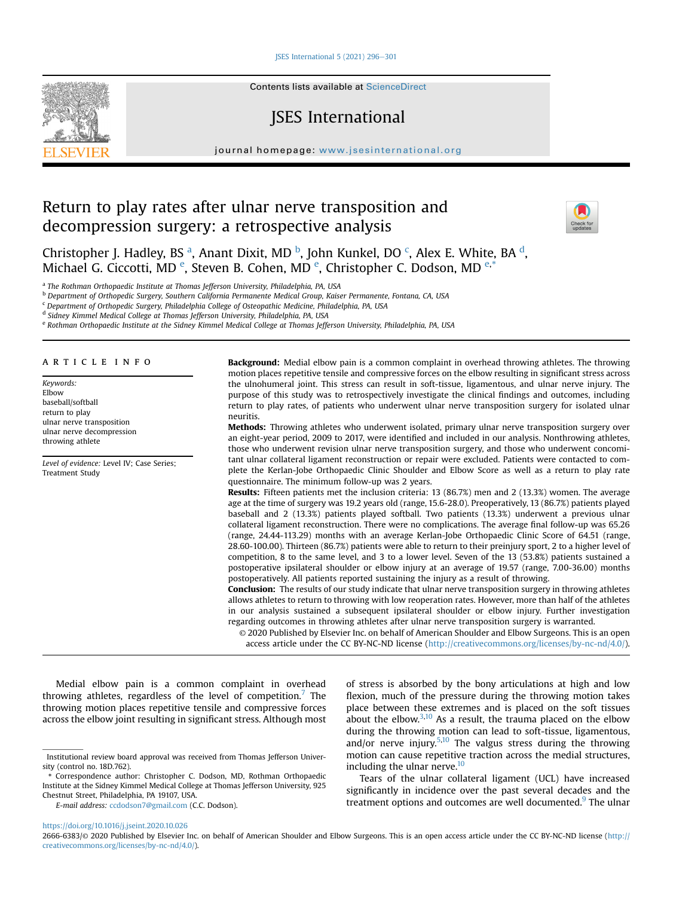# Return to play rates after ulnar nerve transposition and decompression surgery: a retrospective analysis

Christopher J. Hadley, BS [a], Anant Dixit, MD [b], John Kunkel, DO [c], Alex E. White, BA [d], Michael G. Ciccotti, MD [e], Steven B. Cohen, MD [e], Christopher C. Dodson, MD [e,*]

[a] The Rothman Orthopaedic Institute at Thomas Jefferson University, Philadelphia, PA, USA
[b] Department of Orthopedic Surgery, Southern California Permanente Medical Group, Kaiser Permanente, Fontana, CA, USA
[c] Department of Orthopedic Surgery, Philadelphia College of Osteopathic Medicine, Philadelphia, PA, USA
[d] Sidney Kimmel Medical College at Thomas Jefferson University, Philadelphia, PA, USA
[e] Rothman Orthopaedic Institute at the Sidney Kimmel Medical College at Thomas Jefferson University, Philadelphia, PA, USA

## ARTICLE INFO

*Keywords:*
Elbow
baseball/softball
return to play
ulnar nerve transposition
ulnar nerve decompression
throwing athlete

*Level of evidence:* Level IV; Case Series; Treatment Study

**Background:** Medial elbow pain is a common complaint in overhead throwing athletes. The throwing motion places repetitive tensile and compressive forces on the elbow resulting in significant stress across the ulnohumeral joint. This stress can result in soft-tissue, ligamentous, and ulnar nerve injury. The purpose of this study was to retrospectively investigate the clinical findings and outcomes, including return to play rates, of patients who underwent ulnar nerve transposition surgery for isolated ulnar neuritis.

**Methods:** Throwing athletes who underwent isolated, primary ulnar nerve transposition surgery over an eight-year period, 2009 to 2017, were identified and included in our analysis. Nonthrowing athletes, those who underwent revision ulnar nerve transposition surgery, and those who underwent concomitant ulnar collateral ligament reconstruction or repair were excluded. Patients were contacted to complete the Kerlan-Jobe Orthopaedic Clinic Shoulder and Elbow Score as well as a return to play rate questionnaire. The minimum follow-up was 2 years.

**Results:** Fifteen patients met the inclusion criteria: 13 (86.7%) men and 2 (13.3%) women. The average age at the time of surgery was 19.2 years old (range, 15.6-28.0). Preoperatively, 13 (86.7%) patients played baseball and 2 (13.3%) patients played softball. Two patients (13.3%) underwent a previous ulnar collateral ligament reconstruction. There were no complications. The average final follow-up was 65.26 (range, 24.44-113.29) months with an average Kerlan-Jobe Orthopaedic Clinic Score of 64.51 (range, 28.60-100.00). Thirteen (86.7%) patients were able to return to their preinjury sport, 2 to a higher level of competition, 8 to the same level, and 3 to a lower level. Seven of the 13 (53.8%) patients sustained a postoperative ipsilateral shoulder or elbow injury at an average of 19.57 (range, 7.00-36.00) months postoperatively. All patients reported sustaining the injury as a result of throwing.

**Conclusion:** The results of our study indicate that ulnar nerve transposition surgery in throwing athletes allows athletes to return to throwing with low reoperation rates. However, more than half of the athletes in our analysis sustained a subsequent ipsilateral shoulder or elbow injury. Further investigation regarding outcomes in throwing athletes after ulnar nerve transposition surgery is warranted.

© 2020 Published by Elsevier Inc. on behalf of American Shoulder and Elbow Surgeons. This is an open access article under the CC BY-NC-ND license (http://creativecommons.org/licenses/by-nc-nd/4.0/).

Medial elbow pain is a common complaint in overhead throwing athletes, regardless of the level of competition.[7] The throwing motion places repetitive tensile and compressive forces across the elbow joint resulting in significant stress. Although most of stress is absorbed by the bony articulations at high and low flexion, much of the pressure during the throwing motion takes place between these extremes and is placed on the soft tissues about the elbow.[3,10] As a result, the trauma placed on the elbow during the throwing motion can lead to soft-tissue, ligamentous, and/or nerve injury.[5,10] The valgus stress during the throwing motion can cause repetitive traction across the medial structures, including the ulnar nerve.[10]

Tears of the ulnar collateral ligament (UCL) have increased significantly in incidence over the past several decades and the treatment options and outcomes are well documented.[9] The ulnar

Institutional review board approval was received from Thomas Jefferson University (control no. 18D.762).

\* Corresponding author: Christopher C. Dodson, MD, Rothman Orthopaedic Institute at the Sidney Kimmel Medical College at Thomas Jefferson University, 925 Chestnut Street, Philadelphia, PA 19107, USA.

*E-mail address:* ccdodson7@gmail.com (C.C. Dodson).

https://doi.org/10.1016/j.jseint.2020.10.026
2666-6383/© 2020 Published by Elsevier Inc. on behalf of American Shoulder and Elbow Surgeons. This is an open access article under the CC BY-NC-ND license (http://creativecommons.org/licenses/by-nc-nd/4.0/).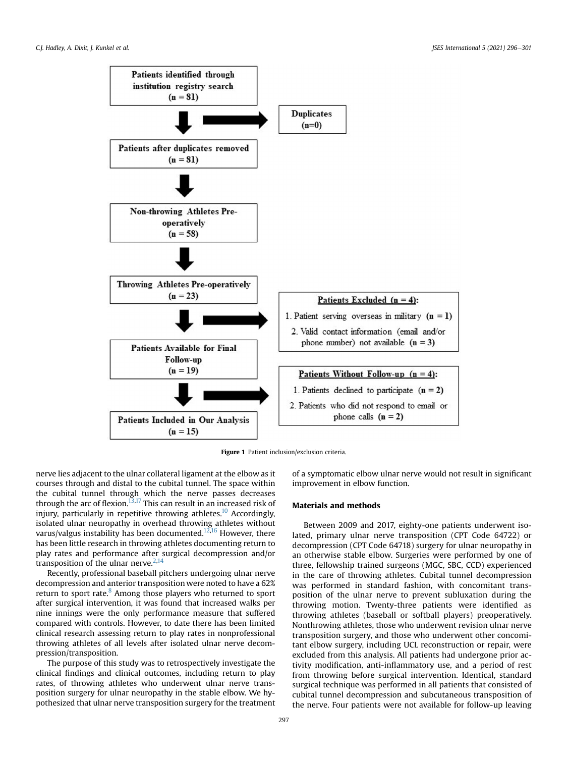Patients identified through institution registry search (n = 81)

→ Duplicates (n=0)

Patients after duplicates removed (n = 81)

Non-throwing Athletes Pre-operatively (n = 58)

Throwing Athletes Pre-operatively (n = 23)

→ **Patients Excluded (n = 4):**
1. Patient serving overseas in military (n = 1)
2. Valid contact information (email and/or phone number) not available (n = 3)

Patients Available for Final Follow-up (n = 19)

→ **Patients Without Follow-up (n = 4):**
1. Patients declined to participate (n = 2)
2. Patients who did not respond to email or phone calls (n = 2)

Patients Included in Our Analysis (n = 15)

**Figure 1** Patient inclusion/exclusion criteria.

nerve lies adjacent to the ulnar collateral ligament at the elbow as it courses through and distal to the cubital tunnel. The space within the cubital tunnel through which the nerve passes decreases through the arc of flexion.[13,17] This can result in an increased risk of injury, particularly in repetitive throwing athletes.[10] Accordingly, isolated ulnar neuropathy in overhead throwing athletes without varus/valgus instability has been documented.[12,16] However, there has been little research in throwing athletes documenting return to play rates and performance after surgical decompression and/or transposition of the ulnar nerve.[2,14]

Recently, professional baseball pitchers undergoing ulnar nerve decompression and anterior transposition were noted to have a 62% return to sport rate.[8] Among those players who returned to sport after surgical intervention, it was found that increased walks per nine innings were the only performance measure that suffered compared with controls. However, to date there has been limited clinical research assessing return to play rates in nonprofessional throwing athletes of all levels after isolated ulnar nerve decompression/transposition.

The purpose of this study was to retrospectively investigate the clinical findings and clinical outcomes, including return to play rates, of throwing athletes who underwent ulnar nerve transposition surgery for ulnar neuropathy in the stable elbow. We hypothesized that ulnar nerve transposition surgery for the treatment of a symptomatic elbow ulnar nerve would not result in significant improvement in elbow function.

## Materials and methods

Between 2009 and 2017, eighty-one patients underwent isolated, primary ulnar nerve transposition (CPT Code 64722) or decompression (CPT Code 64718) surgery for ulnar neuropathy in an otherwise stable elbow. Surgeries were performed by one of three, fellowship trained surgeons (MGC, SBC, CCD) experienced in the care of throwing athletes. Cubital tunnel decompression was performed in standard fashion, with concomitant transposition of the ulnar nerve to prevent subluxation during the throwing motion. Twenty-three patients were identified as throwing athletes (baseball or softball players) preoperatively. Nonthrowing athletes, those who underwent revision ulnar nerve transposition surgery, and those who underwent other concomitant elbow surgery, including UCL reconstruction or repair, were excluded from this analysis. All patients had undergone prior activity modification, anti-inflammatory use, and a period of rest from throwing before surgical intervention. Identical, standard surgical technique was performed in all patients that consisted of cubital tunnel decompression and subcutaneous transposition of the nerve. Four patients were not available for follow-up leaving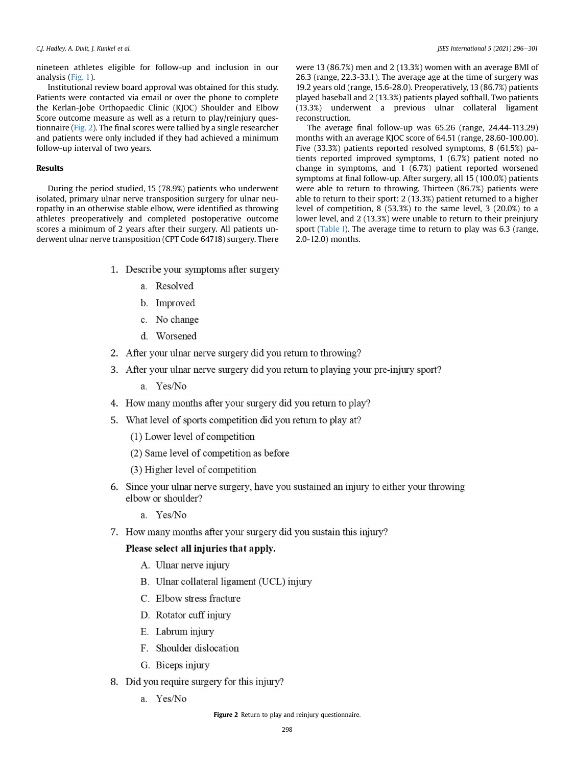nineteen athletes eligible for follow-up and inclusion in our analysis (Fig. 1).

Institutional review board approval was obtained for this study. Patients were contacted via email or over the phone to complete the Kerlan-Jobe Orthopaedic Clinic (KJOC) Shoulder and Elbow Score outcome measure as well as a return to play/reinjury questionnaire (Fig. 2). The final scores were tallied by a single researcher and patients were only included if they had achieved a minimum follow-up interval of two years.

## Results

During the period studied, 15 (78.9%) patients who underwent isolated, primary ulnar nerve transposition surgery for ulnar neuropathy in an otherwise stable elbow, were identified as throwing athletes preoperatively and completed postoperative outcome scores a minimum of 2 years after their surgery. All patients underwent ulnar nerve transposition (CPT Code 64718) surgery. There were 13 (86.7%) men and 2 (13.3%) women with an average BMI of 26.3 (range, 22.3-33.1). The average age at the time of surgery was 19.2 years old (range, 15.6-28.0). Preoperatively, 13 (86.7%) patients played baseball and 2 (13.3%) patients played softball. Two patients (13.3%) underwent a previous ulnar collateral ligament reconstruction.

The average final follow-up was 65.26 (range, 24.44-113.29) months with an average KJOC score of 64.51 (range, 28.60-100.00). Five (33.3%) patients reported resolved symptoms, 8 (61.5%) patients reported improved symptoms, 1 (6.7%) patient noted no change in symptoms, and 1 (6.7%) patient reported worsened symptoms at final follow-up. After surgery, all 15 (100.0%) patients were able to return to throwing. Thirteen (86.7%) patients were able to return to their sport: 2 (13.3%) patient returned to a higher level of competition, 8 (53.3%) to the same level, 3 (20.0%) to a lower level, and 2 (13.3%) were unable to return to their preinjury sport (Table 1). The average time to return to play was 6.3 (range, 2.0-12.0) months.

1. Describe your symptoms after surgery
   a. Resolved
   b. Improved
   c. No change
   d. Worsened
2. After your ulnar nerve surgery did you return to throwing?
3. After your ulnar nerve surgery did you return to playing your pre-injury sport?
   a. Yes/No
4. How many months after your surgery did you return to play?
5. What level of sports competition did you return to play at?
   (1) Lower level of competition
   (2) Same level of competition as before
   (3) Higher level of competition
6. Since your ulnar nerve surgery, have you sustained an injury to either your throwing elbow or shoulder?
   a. Yes/No
7. How many months after your surgery did you sustain this injury?

   **Please select all injuries that apply.**
   A. Ulnar nerve injury
   B. Ulnar collateral ligament (UCL) injury
   C. Elbow stress fracture
   D. Rotator cuff injury
   E. Labrum injury
   F. Shoulder dislocation
   G. Biceps injury
8. Did you require surgery for this injury?
   a. Yes/No

**Figure 2** Return to play and reinjury questionnaire.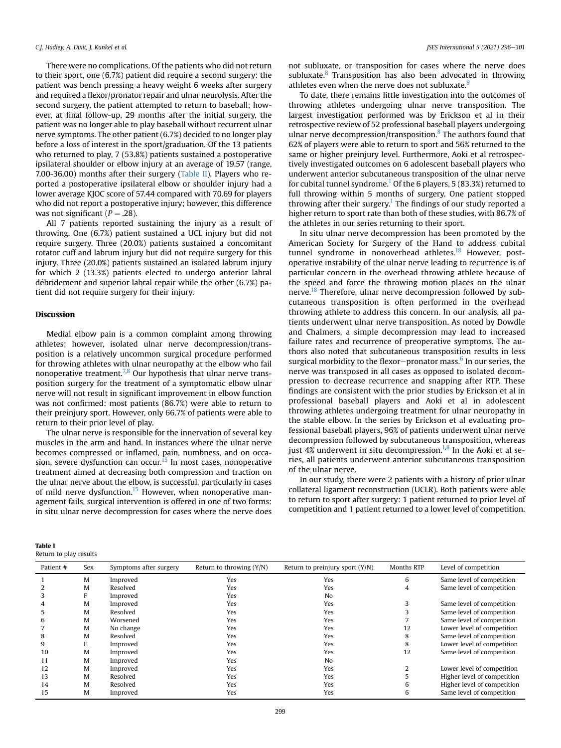There were no complications. Of the patients who did not return to their sport, one (6.7%) patient did require a second surgery: the patient was bench pressing a heavy weight 6 weeks after surgery and required a flexor/pronator repair and ulnar neurolysis. After the second surgery, the patient attempted to return to baseball; however, at final follow-up, 29 months after the initial surgery, the patient was no longer able to play baseball without recurrent ulnar nerve symptoms. The other patient (6.7%) decided to no longer play before a loss of interest in the sport/graduation. Of the 13 patients who returned to play, 7 (53.8%) patients sustained a postoperative ipsilateral shoulder or elbow injury at an average of 19.57 (range, 7.00-36.00) months after their surgery (Table II). Players who reported a postoperative ipsilateral elbow or shoulder injury had a lower average KJOC score of 57.44 compared with 70.69 for players who did not report a postoperative injury; however, this difference was not significant ($P = .28$).

All 7 patients reported sustaining the injury as a result of throwing. One (6.7%) patient sustained a UCL injury but did not require surgery. Three (20.0%) patients sustained a concomitant rotator cuff and labrum injury but did not require surgery for this injury. Three (20.0%) patients sustained an isolated labrum injury for which 2 (13.3%) patients elected to undergo anterior labral débridement and superior labral repair while the other (6.7%) patient did not require surgery for their injury.

## Discussion

Medial elbow pain is a common complaint among throwing athletes; however, isolated ulnar nerve decompression/transposition is a relatively uncommon surgical procedure performed for throwing athletes with ulnar neuropathy at the elbow who fail nonoperative treatment.[7,8] Our hypothesis that ulnar nerve transposition surgery for the treatment of a symptomatic elbow ulnar nerve will not result in significant improvement in elbow function was not confirmed: most patients (86.7%) were able to return to their preinjury sport. However, only 66.7% of patients were able to return to their prior level of play.

The ulnar nerve is responsible for the innervation of several key muscles in the arm and hand. In instances where the ulnar nerve becomes compressed or inflamed, pain, numbness, and on occasion, severe dysfunction can occur.[15] In most cases, nonoperative treatment aimed at decreasing both compression and traction on the ulnar nerve about the elbow, is successful, particularly in cases of mild nerve dysfunction.[15] However, when nonoperative management fails, surgical intervention is offered in one of two forms: in situ ulnar nerve decompression for cases where the nerve does not subluxate, or transposition for cases where the nerve does subluxate.[8] Transposition has also been advocated in throwing athletes even when the nerve does not subluxate.[8]

To date, there remains little investigation into the outcomes of throwing athletes undergoing ulnar nerve transposition. The largest investigation performed was by Erickson et al in their retrospective review of 52 professional baseball players undergoing ulnar nerve decompression/transposition.[8] The authors found that 62% of players were able to return to sport and 56% returned to the same or higher preinjury level. Furthermore, Aoki et al retrospectively investigated outcomes on 6 adolescent baseball players who underwent anterior subcutaneous transposition of the ulnar nerve for cubital tunnel syndrome.[1] Of the 6 players, 5 (83.3%) returned to full throwing within 5 months of surgery. One patient stopped throwing after their surgery.[1] The findings of our study reported a higher return to sport rate than both of these studies, with 86.7% of the athletes in our series returning to their sport.

In situ ulnar nerve decompression has been promoted by the American Society for Surgery of the Hand to address cubital tunnel syndrome in nonoverhead athletes.[18] However, postoperative instability of the ulnar nerve leading to recurrence is of particular concern in the overhead throwing athlete because of the speed and force the throwing motion places on the ulnar nerve.[18] Therefore, ulnar nerve decompression followed by subcutaneous transposition is often performed in the overhead throwing athlete to address this concern. In our analysis, all patients underwent ulnar nerve transposition. As noted by Dowdle and Chalmers, a simple decompression may lead to increased failure rates and recurrence of preoperative symptoms. The authors also noted that subcutaneous transposition results in less surgical morbidity to the flexor−pronator mass.[6] In our series, the nerve was transposed in all cases as opposed to isolated decompression to decrease recurrence and snapping after RTP. These findings are consistent with the prior studies by Erickson et al in professional baseball players and Aoki et al in adolescent throwing athletes undergoing treatment for ulnar neuropathy in the stable elbow. In the series by Erickson et al evaluating professional baseball players, 96% of patients underwent ulnar nerve decompression followed by subcutaneous transposition, whereas just 4% underwent in situ decompression.[1,8] In the Aoki et al series, all patients underwent anterior subcutaneous transposition of the ulnar nerve.

In our study, there were 2 patients with a history of prior ulnar collateral ligament reconstruction (UCLR). Both patients were able to return to sport after surgery: 1 patient returned to prior level of competition and 1 patient returned to a lower level of competition.

**Table I**
Return to play results

| Patient # | Sex | Symptoms after surgery | Return to throwing (Y/N) | Return to preinjury sport (Y/N) | Months RTP | Level of competition |
|---|---|---|---|---|---|---|
| 1 | M | Improved | Yes | Yes | 6 | Same level of competition |
| 2 | M | Resolved | Yes | Yes | 4 | Same level of competition |
| 3 | F | Improved | Yes | No | | |
| 4 | M | Improved | Yes | Yes | 3 | Same level of competition |
| 5 | M | Resolved | Yes | Yes | 3 | Same level of competition |
| 6 | M | Worsened | Yes | Yes | 7 | Same level of competition |
| 7 | M | No change | Yes | Yes | 12 | Lower level of competition |
| 8 | M | Resolved | Yes | Yes | 8 | Same level of competition |
| 9 | F | Improved | Yes | Yes | 8 | Lower level of competition |
| 10 | M | Improved | Yes | Yes | 12 | Same level of competition |
| 11 | M | Improved | Yes | No | | |
| 12 | M | Improved | Yes | Yes | 2 | Lower level of competition |
| 13 | M | Resolved | Yes | Yes | 5 | Higher level of competition |
| 14 | M | Resolved | Yes | Yes | 6 | Higher level of competition |
| 15 | M | Improved | Yes | Yes | 6 | Same level of competition |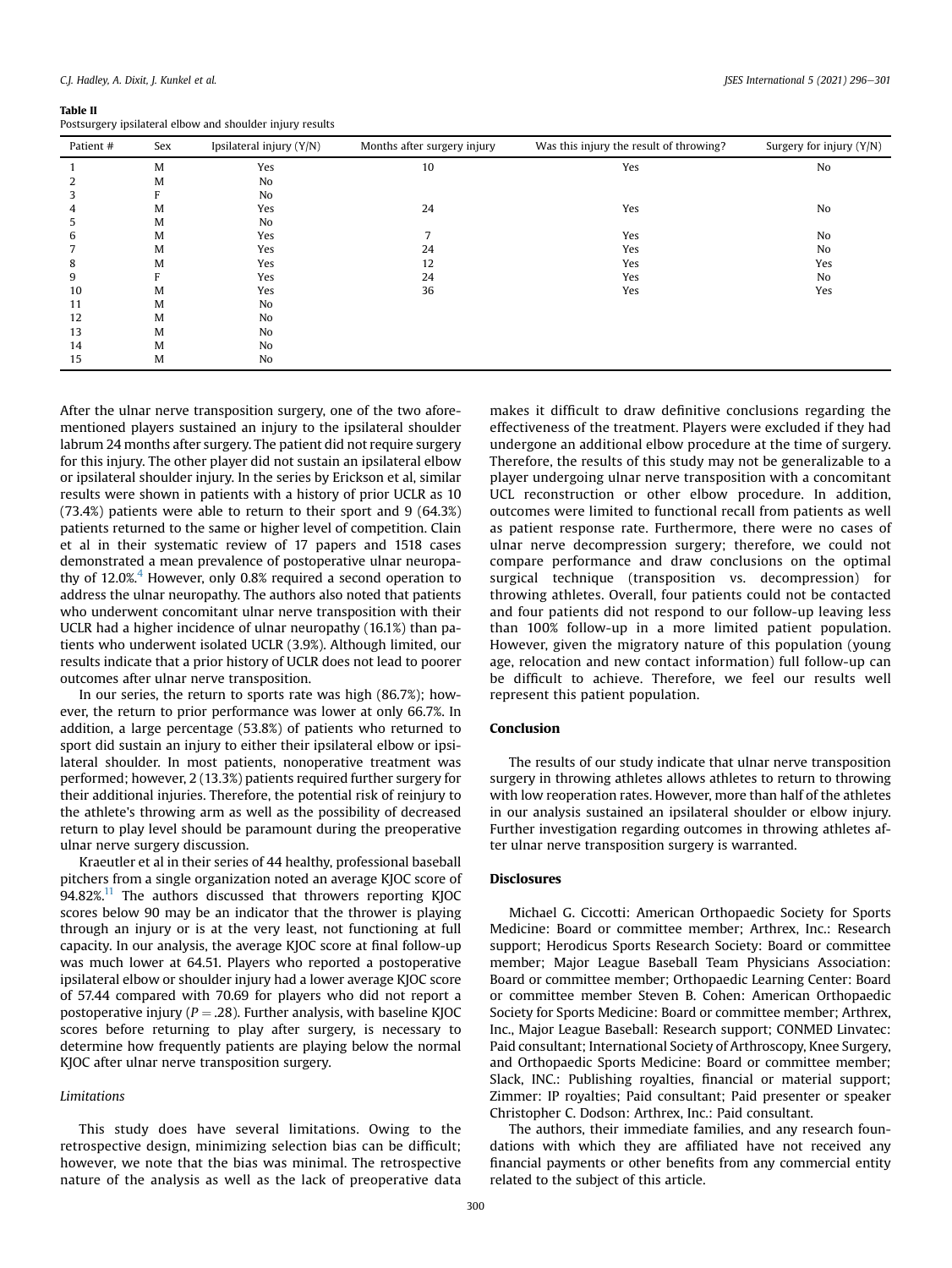**Table II**
Postsurgery ipsilateral elbow and shoulder injury results

| Patient # | Sex | Ipsilateral injury (Y/N) | Months after surgery injury | Was this injury the result of throwing? | Surgery for injury (Y/N) |
|---|---|---|---|---|---|
| 1 | M | Yes | 10 | Yes | No |
| 2 | M | No | | | |
| 3 | F | No | | | |
| 4 | M | Yes | 24 | Yes | No |
| 5 | M | No | | | |
| 6 | M | Yes | 7 | Yes | No |
| 7 | M | Yes | 24 | Yes | No |
| 8 | M | Yes | 12 | Yes | Yes |
| 9 | F | Yes | 24 | Yes | No |
| 10 | M | Yes | 36 | Yes | Yes |
| 11 | M | No | | | |
| 12 | M | No | | | |
| 13 | M | No | | | |
| 14 | M | No | | | |
| 15 | M | No | | | |

After the ulnar nerve transposition surgery, one of the two aforementioned players sustained an injury to the ipsilateral shoulder labrum 24 months after surgery. The patient did not require surgery for this injury. The other player did not sustain an ipsilateral elbow or ipsilateral shoulder injury. In the series by Erickson et al, similar results were shown in patients with a history of prior UCLR as 10 (73.4%) patients were able to return to their sport and 9 (64.3%) patients returned to the same or higher level of competition. Clain et al in their systematic review of 17 papers and 1518 cases demonstrated a mean prevalence of postoperative ulnar neuropathy of 12.0%.[4] However, only 0.8% required a second operation to address the ulnar neuropathy. The authors also noted that patients who underwent concomitant ulnar nerve transposition with their UCLR had a higher incidence of ulnar neuropathy (16.1%) than patients who underwent isolated UCLR (3.9%). Although limited, our results indicate that a prior history of UCLR does not lead to poorer outcomes after ulnar nerve transposition.

In our series, the return to sports rate was high (86.7%); however, the return to prior performance was lower at only 66.7%. In addition, a large percentage (53.8%) of patients who returned to sport did sustain an injury to either their ipsilateral elbow or ipsilateral shoulder. In most patients, nonoperative treatment was performed; however, 2 (13.3%) patients required further surgery for their additional injuries. Therefore, the potential risk of reinjury to the athlete's throwing arm as well as the possibility of decreased return to play level should be paramount during the preoperative ulnar nerve surgery discussion.

Kraeutler et al in their series of 44 healthy, professional baseball pitchers from a single organization noted an average KJOC score of 94.82%.[11] The authors discussed that throwers reporting KJOC scores below 90 may be an indicator that the thrower is playing through an injury or is at the very least, not functioning at full capacity. In our analysis, the average KJOC score at final follow-up was much lower at 64.51. Players who reported a postoperative ipsilateral elbow or shoulder injury had a lower average KJOC score of 57.44 compared with 70.69 for players who did not report a postoperative injury ($P = .28$). Further analysis, with baseline KJOC scores before returning to play after surgery, is necessary to determine how frequently patients are playing below the normal KJOC after ulnar nerve transposition surgery.

### *Limitations*

This study does have several limitations. Owing to the retrospective design, minimizing selection bias can be difficult; however, we note that the bias was minimal. The retrospective nature of the analysis as well as the lack of preoperative data makes it difficult to draw definitive conclusions regarding the effectiveness of the treatment. Players were excluded if they had undergone an additional elbow procedure at the time of surgery. Therefore, the results of this study may not be generalizable to a player undergoing ulnar nerve transposition with a concomitant UCL reconstruction or other elbow procedure. In addition, outcomes were limited to functional recall from patients as well as patient response rate. Furthermore, there were no cases of ulnar nerve decompression surgery; therefore, we could not compare performance and draw conclusions on the optimal surgical technique (transposition vs. decompression) for throwing athletes. Overall, four patients could not be contacted and four patients did not respond to our follow-up leaving less than 100% follow-up in a more limited patient population. However, given the migratory nature of this population (young age, relocation and new contact information) full follow-up can be difficult to achieve. Therefore, we feel our results well represent this patient population.

## Conclusion

The results of our study indicate that ulnar nerve transposition surgery in throwing athletes allows athletes to return to throwing with low reoperation rates. However, more than half of the athletes in our analysis sustained an ipsilateral shoulder or elbow injury. Further investigation regarding outcomes in throwing athletes after ulnar nerve transposition surgery is warranted.

## Disclosures

Michael G. Ciccotti: American Orthopaedic Society for Sports Medicine: Board or committee member; Arthrex, Inc.: Research support; Herodicus Sports Research Society: Board or committee member; Major League Baseball Team Physicians Association: Board or committee member; Orthopaedic Learning Center: Board or committee member Steven B. Cohen: American Orthopaedic Society for Sports Medicine: Board or committee member; Arthrex, Inc., Major League Baseball: Research support; CONMED Linvatec: Paid consultant; International Society of Arthroscopy, Knee Surgery, and Orthopaedic Sports Medicine: Board or committee member; Slack, INC.: Publishing royalties, financial or material support; Zimmer: IP royalties; Paid consultant; Paid presenter or speaker Christopher C. Dodson: Arthrex, Inc.: Paid consultant.

The authors, their immediate families, and any research foundations with which they are affiliated have not received any financial payments or other benefits from any commercial entity related to the subject of this article.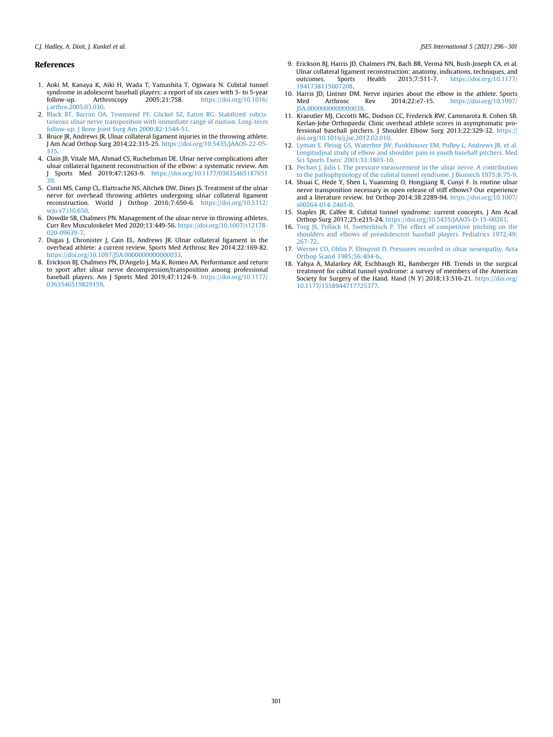## References

1. Aoki M, Kanaya K, Aiki H, Wada T, Yamashita T, Ogiwara N. Cubital tunnel syndrome in adolescent baseball players: a report of six cases with 3- to 5-year follow-up. Arthroscopy 2005;21:758. https://doi.org/10.1016/j.arthro.2005.03.030.
2. Black BT, Barron OA, Townsend PF, Glickel SZ, Eaton RG. Stabilized subcutaneous ulnar nerve transposition with immediate range of motion. Long-term follow-up. J Bone Joint Surg Am 2000;82:1544-51.
3. Bruce JR, Andrews JR. Ulnar collateral ligament injuries in the throwing athlete. J Am Acad Orthop Surg 2014;22:315-25. https://doi.org/10.5435/JAAOS-22-05-315.
4. Clain JB, Vitale MA, Ahmad CS, Ruchelsman DE. Ulnar nerve complications after ulnar collateral ligament reconstruction of the elbow: a systematic review. Am J Sports Med 2019;47:1263-9. https://doi.org/10.1177/0363546518765139.
5. Conti MS, Camp CL, Elattrache NS, Altchek DW, Dines JS. Treatment of the ulnar nerve for overhead throwing athletes undergoing ulnar collateral ligament reconstruction. World J Orthop 2016;7:650-6. https://doi.org/10.5312/wjo.v7.i10.650.
6. Dowdle SB, Chalmers PN. Management of the ulnar nerve in throwing athletes. Curr Rev Musculoskelet Med 2020;13:449-56. https://doi.org/10.1007/s12178-020-09639-7.
7. Dugas J, Chronister J, Cain EL, Andrews JR. Ulnar collateral ligament in the overhead athlete: a current review. Sports Med Arthrosc Rev 2014;22:169-82. https://doi.org/10.1097/JSA.0000000000000033.
8. Erickson BJ, Chalmers PN, D'Angelo J, Ma K, Romeo AA. Performance and return to sport after ulnar nerve decompression/transposition among professional baseball players. Am J Sports Med 2019;47:1124-9. https://doi.org/10.1177/0363546519829159.
9. Erickson BJ, Harris JD, Chalmers PN, Bach BR, Verma NN, Bush-Joseph CA, et al. Ulnar collateral ligament reconstruction: anatomy, indications, techniques, and outcomes. Sports Health 2015;7:511-7. https://doi.org/10.1177/1941738115607208.
10. Harris JD, Lintner DM. Nerve injuries about the elbow in the athlete. Sports Med Arthrosc Rev 2014;22:e7-15. https://doi.org/10.1097/JSA.0000000000000038.
11. Kraeutler MJ, Ciccotti MG, Dodson CC, Frederick RW, Cammarota B, Cohen SB. Kerlan-Jobe Orthopaedic Clinic overhead athlete scores in asymptomatic professional baseball pitchers. J Shoulder Elbow Surg 2013;22:329-32. https://doi.org/10.1016/j.jse.2012.02.010.
12. Lyman S, Fleisig GS, Waterbor JW, Funkhouser EM, Pulley L, Andrews JR, et al. Longitudinal study of elbow and shoulder pain in youth baseball pitchers. Med Sci Sports Exerc 2001;33:1803-10.
13. Pechan J, Julis I. The pressure measurement in the ulnar nerve. A contribution to the pathophysiology of the cubital tunnel syndrome. J Biomech 1975;8:75-9.
14. Shuai C, Hede Y, Shen L, Yuanming O, Hongjiang R, Cunyi F. Is routine ulnar nerve transposition necessary in open release of stiff elbows? Our experience and a literature review. Int Orthop 2014;38:2289-94. https://doi.org/10.1007/s00264-014-2465-0.
15. Staples JR, Calfee R. Cubital tunnel syndrome: current concepts. J Am Acad Orthop Surg 2017;25:e215-24. https://doi.org/10.5435/JAAOS-D-15-00261.
16. Torg JS, Pollack H, Sweterlitsch P. The effect of competitive pitching on the shoulders and elbows of preadolescent baseball players. Pediatrics 1972;49:267-72.
17. Werner CO, Ohlin P, Elmqvist D. Pressures recorded in ulnar neuropathy. Acta Orthop Scand 1985;56:404-6.
18. Yahya A, Malarkey AR, Eschbaugh RL, Bamberger HB. Trends in the surgical treatment for cubital tunnel syndrome: a survey of members of the American Society for Surgery of the Hand. Hand (N Y) 2018;13:516-21. https://doi.org/10.1177/1558944717725377.